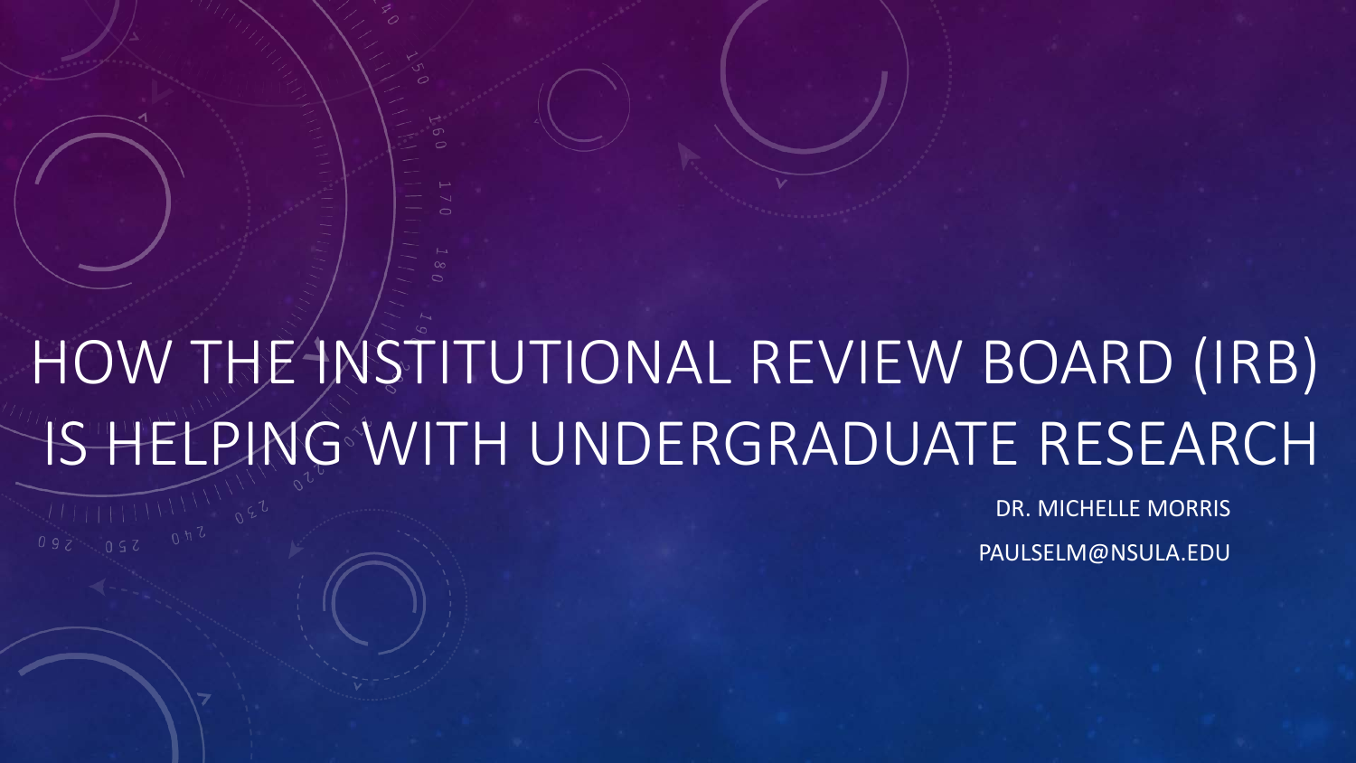# HOW THE INSTITUTIONAL REVIEW BOARD (IRB) IS HELPING WITH UNDERGRADUATE RESEARCH

DR. MICHELLE MORRIS

PAULSELM@NSULA.EDU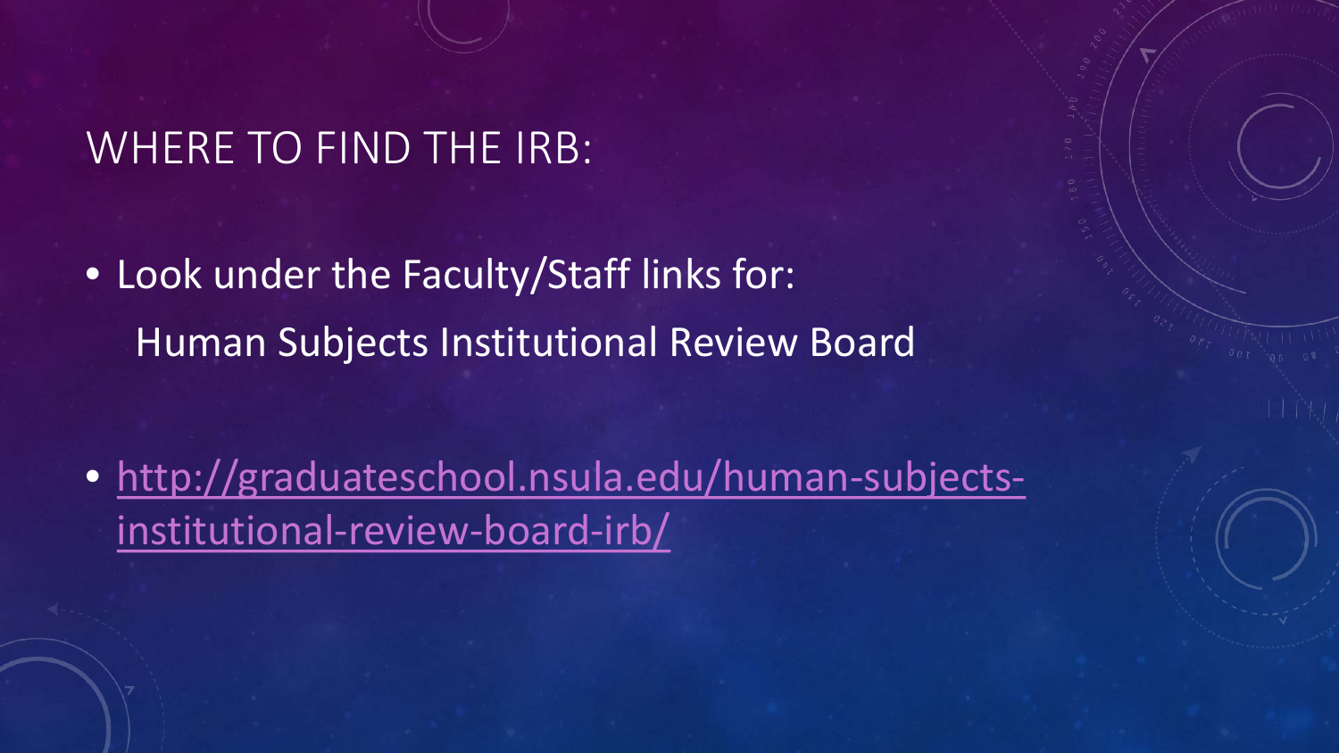# WHERE TO FIND THE IRB:

- Look under the Faculty/Staff links for:
  Human Subjects Institutional Review Board

- http://graduateschool.nsula.edu/human-subjects-institutional-review-board-irb/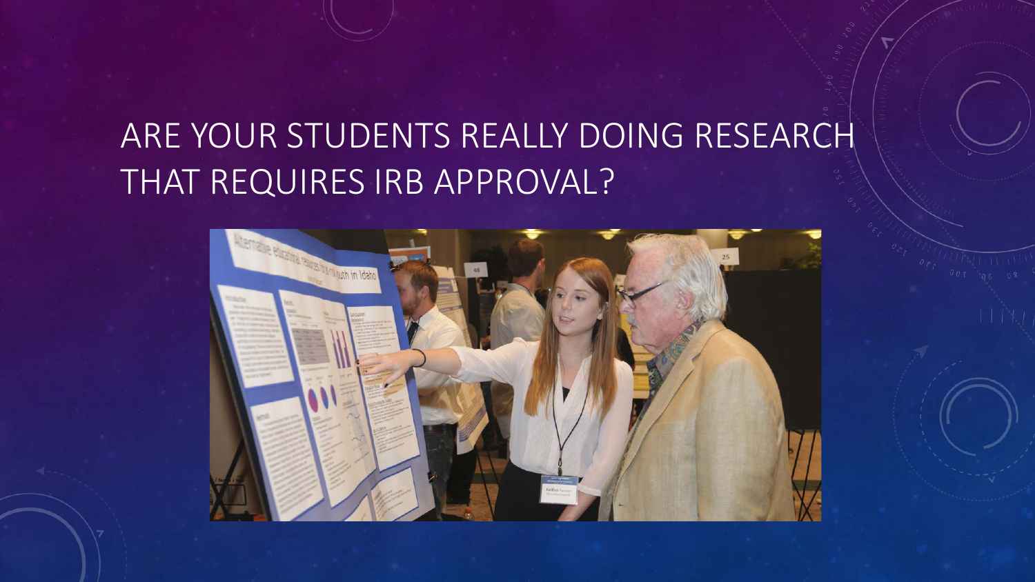# ARE YOUR STUDENTS REALLY DOING RESEARCH THAT REQUIRES IRB APPROVAL?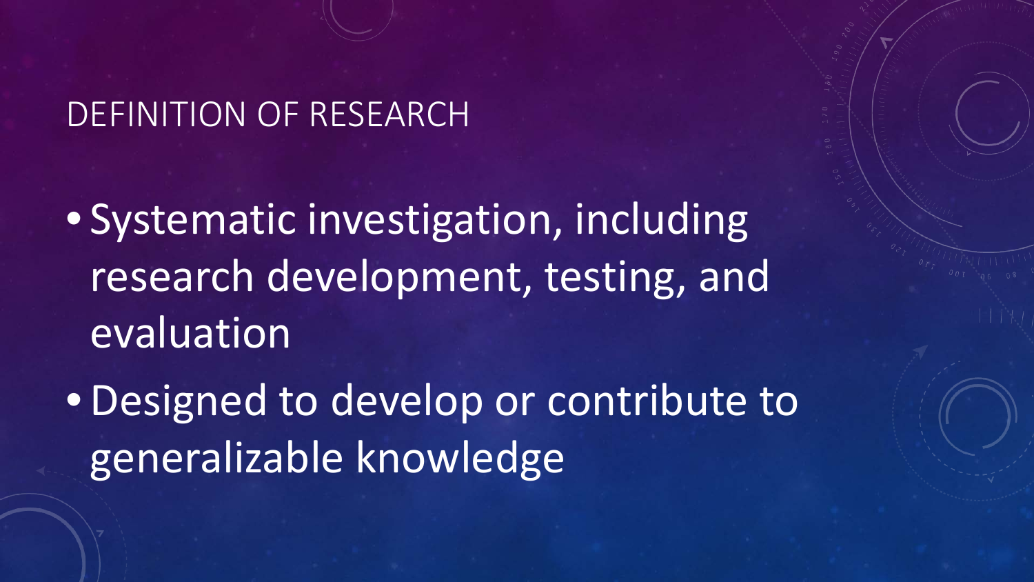## DEFINITION OF RESEARCH

- Systematic investigation, including research development, testing, and evaluation
- Designed to develop or contribute to generalizable knowledge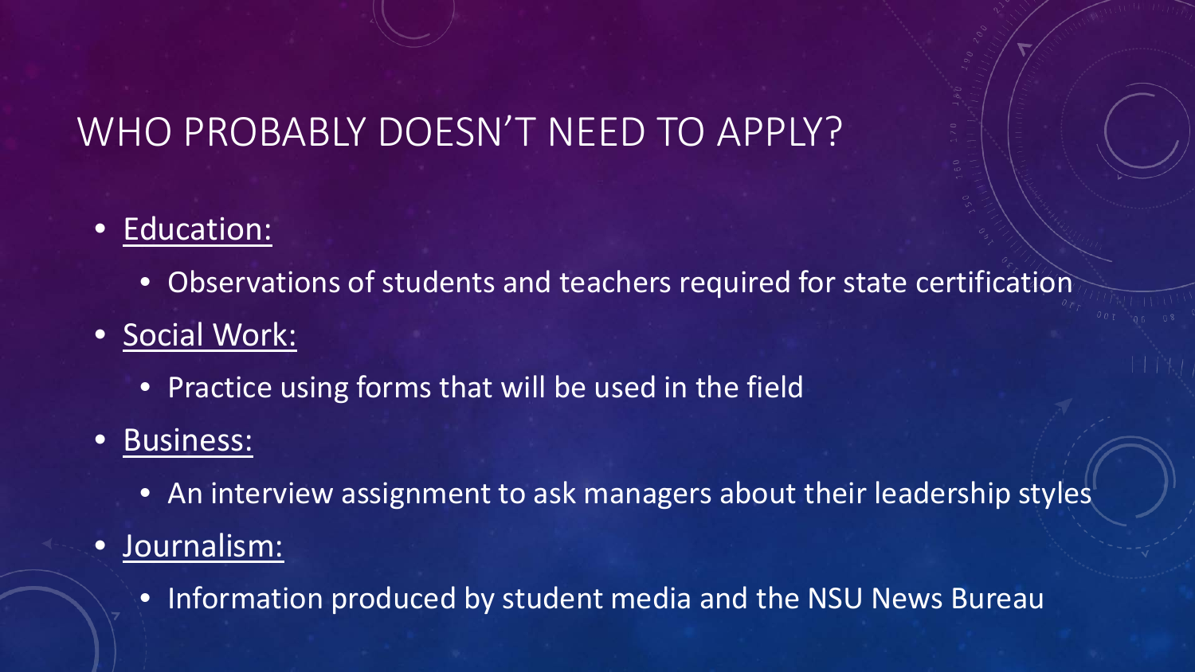# WHO PROBABLY DOESN'T NEED TO APPLY?

- Education:
  - Observations of students and teachers required for state certification
- Social Work:
  - Practice using forms that will be used in the field
- Business:
  - An interview assignment to ask managers about their leadership styles
- Journalism:
  - Information produced by student media and the NSU News Bureau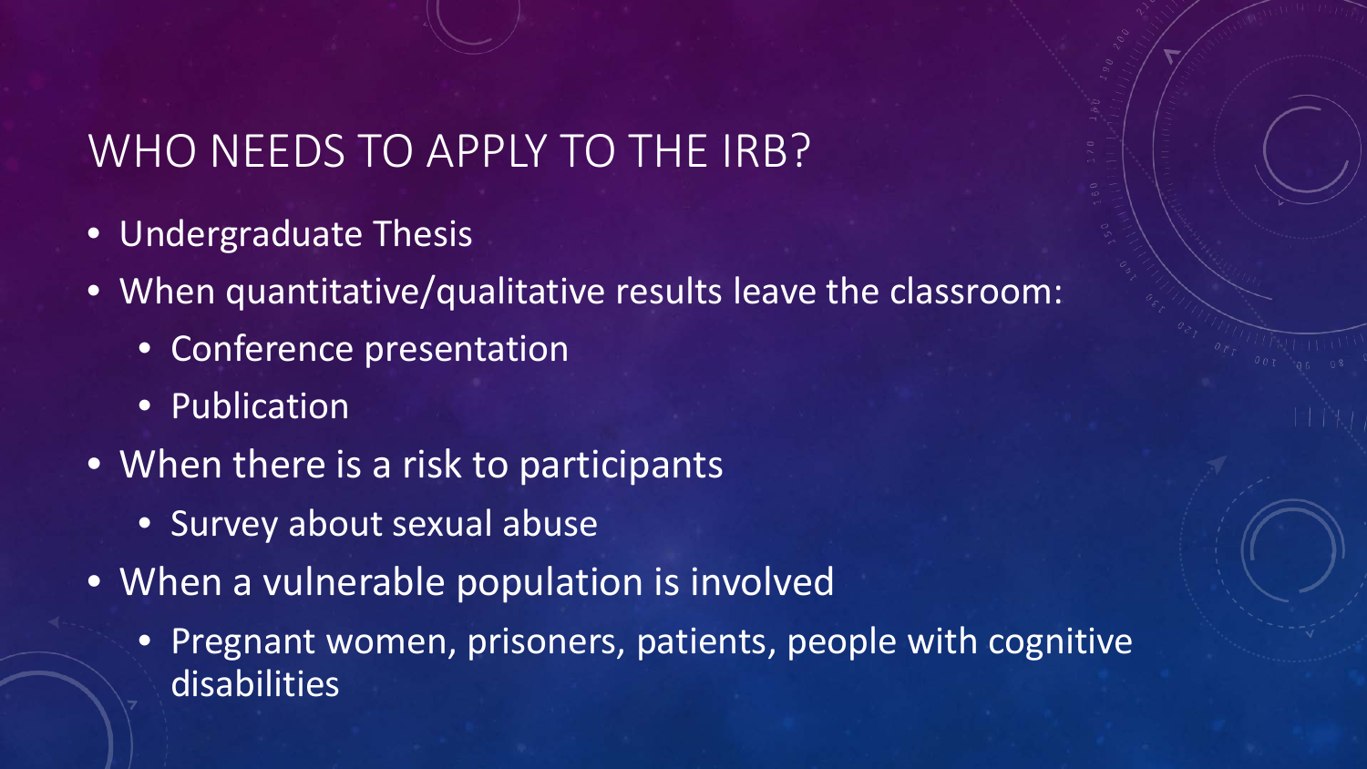# WHO NEEDS TO APPLY TO THE IRB?

- Undergraduate Thesis
- When quantitative/qualitative results leave the classroom:
  - Conference presentation
  - Publication
- When there is a risk to participants
  - Survey about sexual abuse
- When a vulnerable population is involved
  - Pregnant women, prisoners, patients, people with cognitive disabilities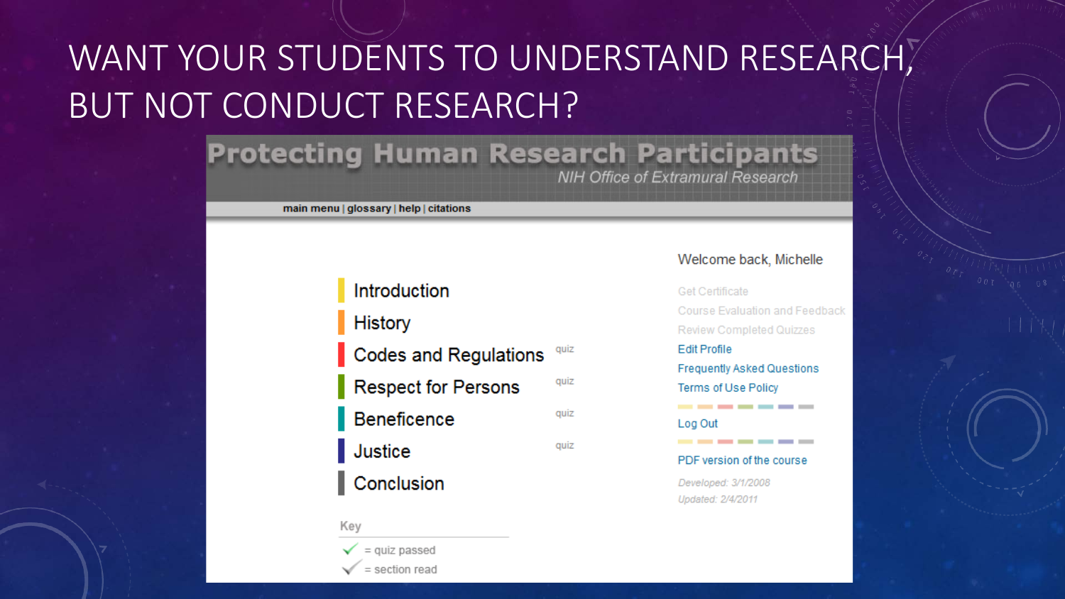# WANT YOUR STUDENTS TO UNDERSTAND RESEARCH, BUT NOT CONDUCT RESEARCH?

## Protecting Human Research Participants

*NIH Office of Extramural Research*

**main menu** | **glossary** | **help** | **citations**

- Introduction
- History
- Codes and Regulations — quiz
- Respect for Persons — quiz
- Beneficence — quiz
- Justice — quiz
- Conclusion

Key

- ✓ = quiz passed
- ✓ = section read

Welcome back, Michelle

- Get Certificate
- Course Evaluation and Feedback
- Review Completed Quizzes
- Edit Profile
- Frequently Asked Questions
- Terms of Use Policy
- Log Out
- PDF version of the course

*Developed: 3/1/2008*

*Updated: 2/4/2011*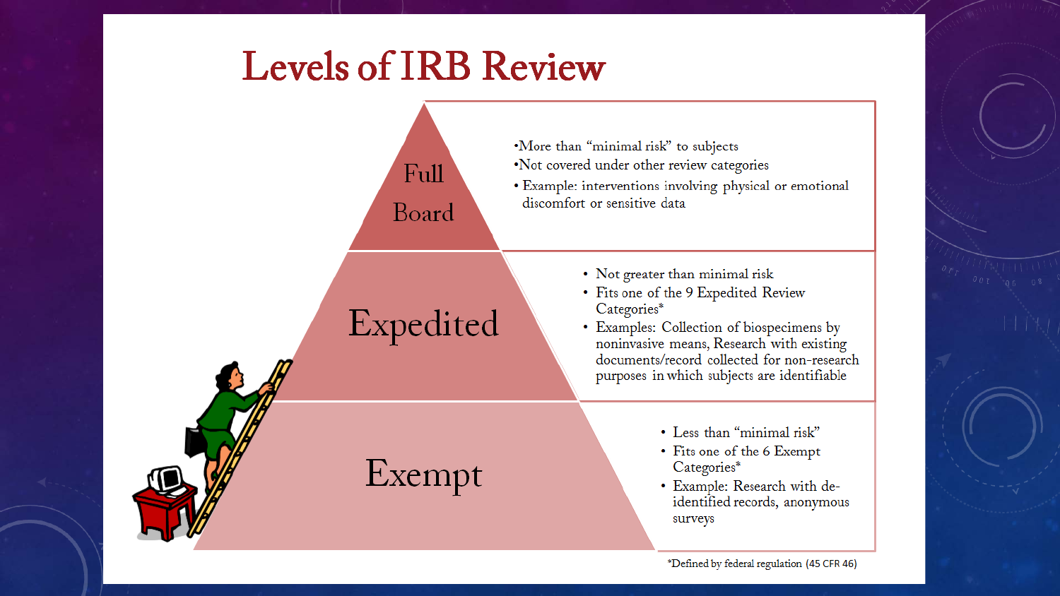# Levels of IRB Review

## Full Board

- More than "minimal risk" to subjects
- Not covered under other review categories
- Example: interventions involving physical or emotional discomfort or sensitive data

## Expedited

- Not greater than minimal risk
- Fits one of the 9 Expedited Review Categories*
- Examples: Collection of biospecimens by noninvasive means, Research with existing documents/record collected for non-research purposes in which subjects are identifiable

## Exempt

- Less than "minimal risk"
- Fits one of the 6 Exempt Categories*
- Example: Research with de-identified records, anonymous surveys

*Defined by federal regulation (45 CFR 46)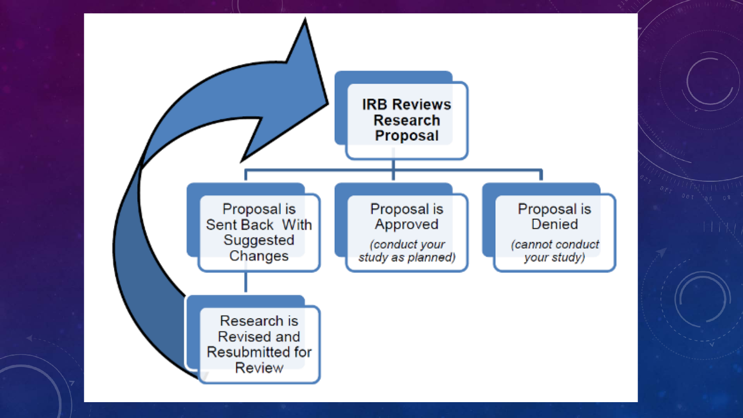IRB Reviews Research Proposal

Proposal is Sent Back With Suggested Changes

Proposal is Approved

*(conduct your study as planned)*

Proposal is Denied

*(cannot conduct your study)*

Research is Revised and Resubmitted for Review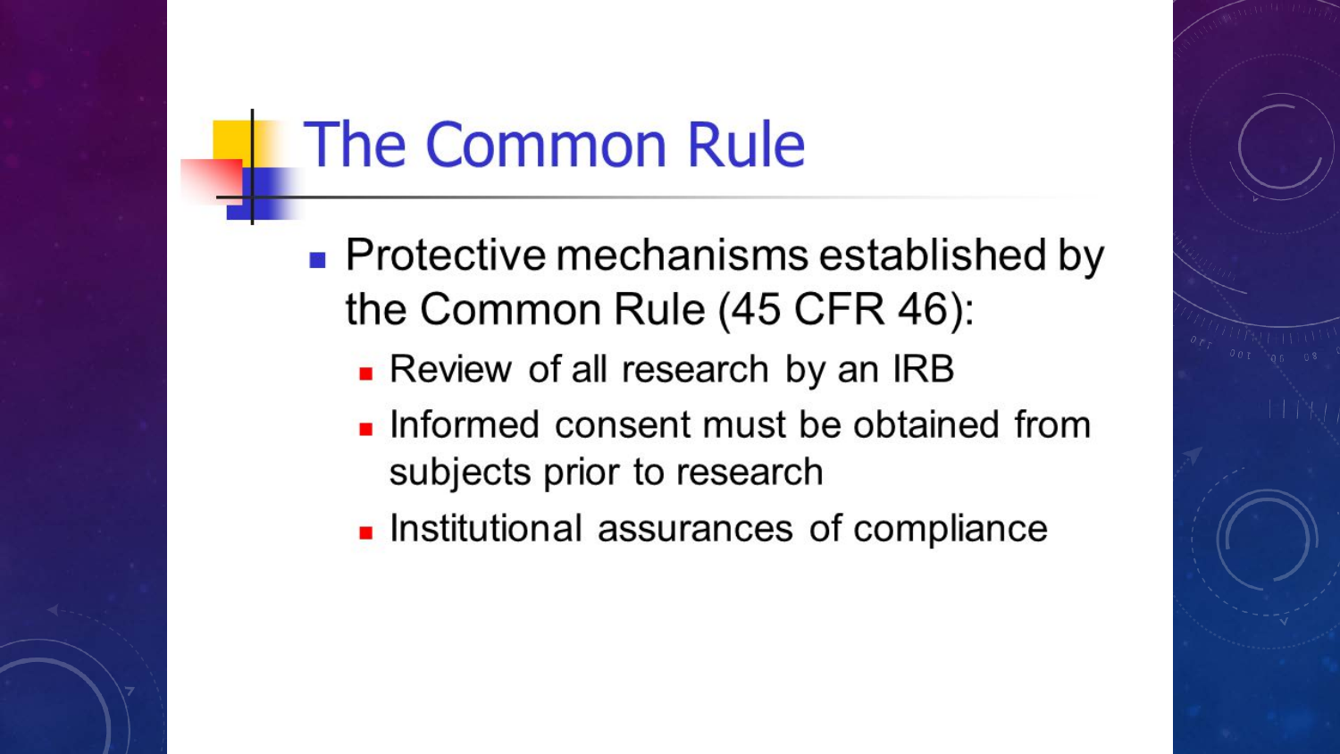# The Common Rule

- Protective mechanisms established by the Common Rule (45 CFR 46):
  - Review of all research by an IRB
  - Informed consent must be obtained from subjects prior to research
  - Institutional assurances of compliance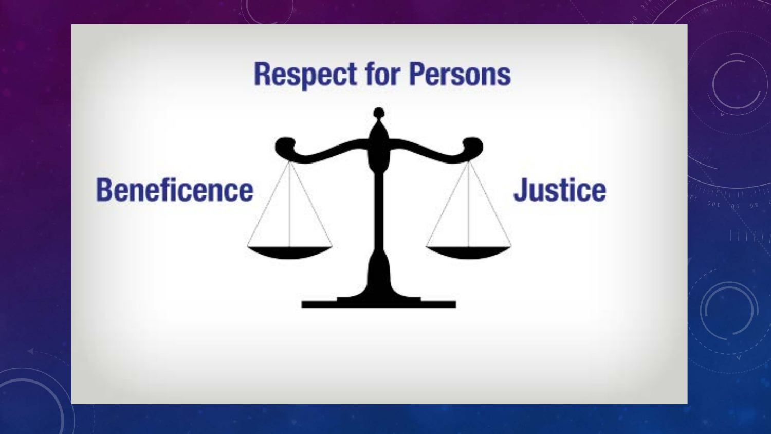Respect for Persons

Beneficence

Justice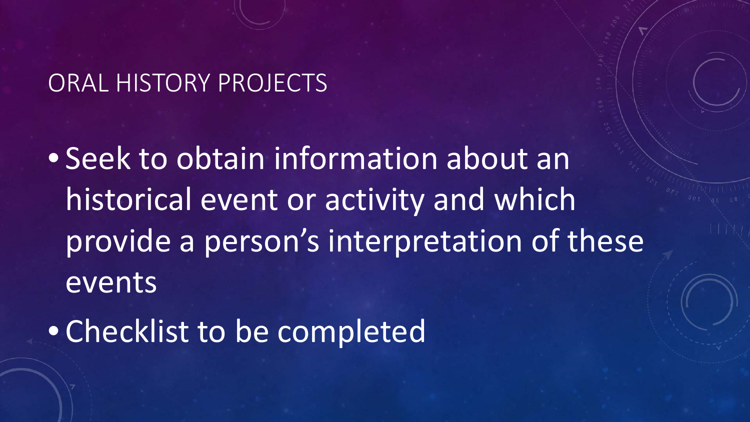# ORAL HISTORY PROJECTS

- Seek to obtain information about an historical event or activity and which provide a person's interpretation of these events
- Checklist to be completed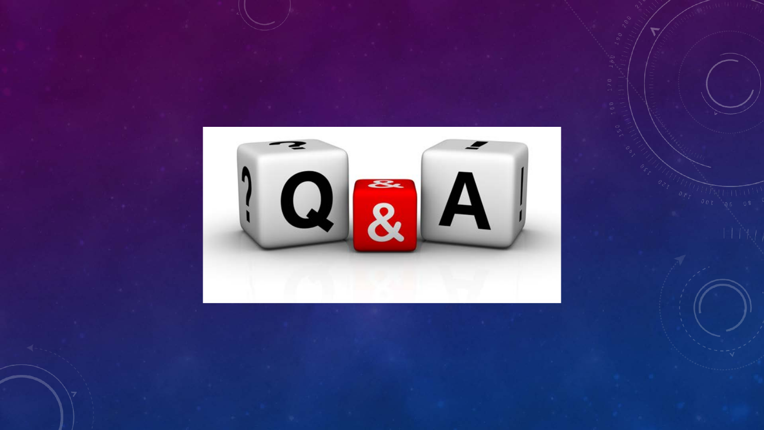# Q & A